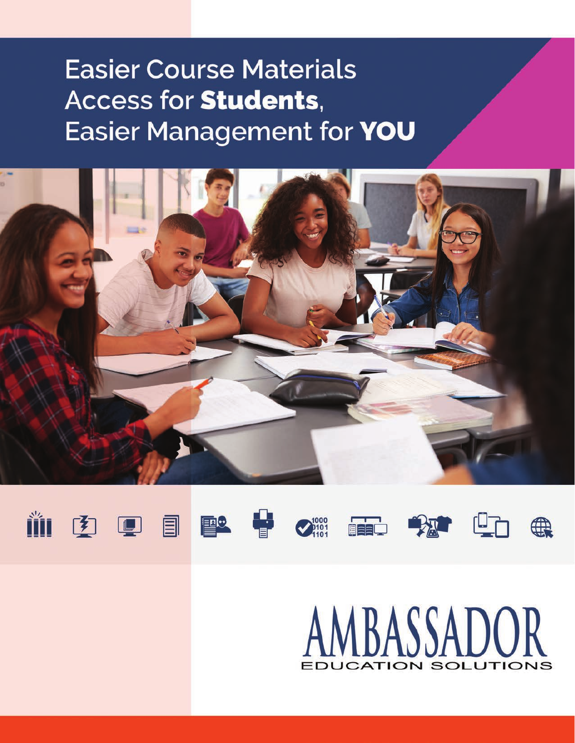# Easier Course Materials Access for **Students**, Easier Management for **YOU**

AMBASSADOR

EDUCATION SOLUTIONS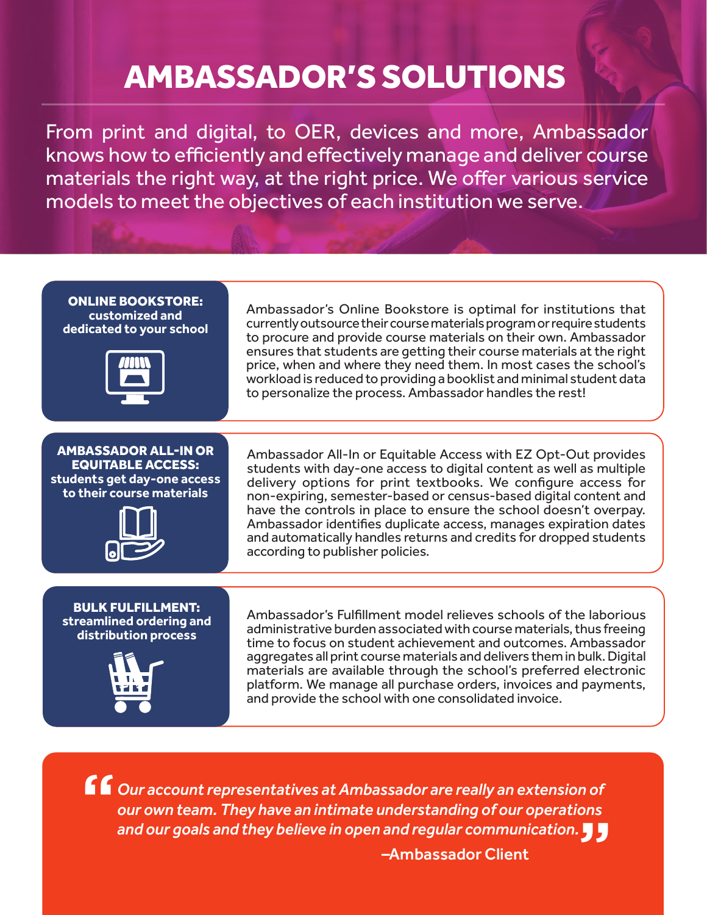# AMBASSADOR'S SOLUTIONS

From print and digital, to OER, devices and more, Ambassador knows how to efficiently and effectively manage and deliver course materials the right way, at the right price. We offer various service models to meet the objectives of each institution we serve.

## ONLINE BOOKSTORE: customized and dedicated to your school

Ambassador's Online Bookstore is optimal for institutions that currently outsource their course materials program or require students to procure and provide course materials on their own. Ambassador ensures that students are getting their course materials at the right price, when and where they need them. In most cases the school's workload is reduced to providing a booklist and minimal student data to personalize the process. Ambassador handles the rest!

## AMBASSADOR ALL-IN OR EQUITABLE ACCESS: students get day-one access to their course materials

Ambassador All-In or Equitable Access with EZ Opt-Out provides students with day-one access to digital content as well as multiple delivery options for print textbooks. We configure access for non-expiring, semester-based or census-based digital content and have the controls in place to ensure the school doesn't overpay. Ambassador identifies duplicate access, manages expiration dates and automatically handles returns and credits for dropped students according to publisher policies.

## BULK FULFILLMENT: streamlined ordering and distribution process

Ambassador's Fulfillment model relieves schools of the laborious administrative burden associated with course materials, thus freeing time to focus on student achievement and outcomes. Ambassador aggregates all print course materials and delivers them in bulk. Digital materials are available through the school's preferred electronic platform. We manage all purchase orders, invoices and payments, and provide the school with one consolidated invoice.

> *"Our account representatives at Ambassador are really an extension of our own team. They have an intimate understanding of our operations and our goals and they believe in open and regular communication."*
>
> **–Ambassador Client**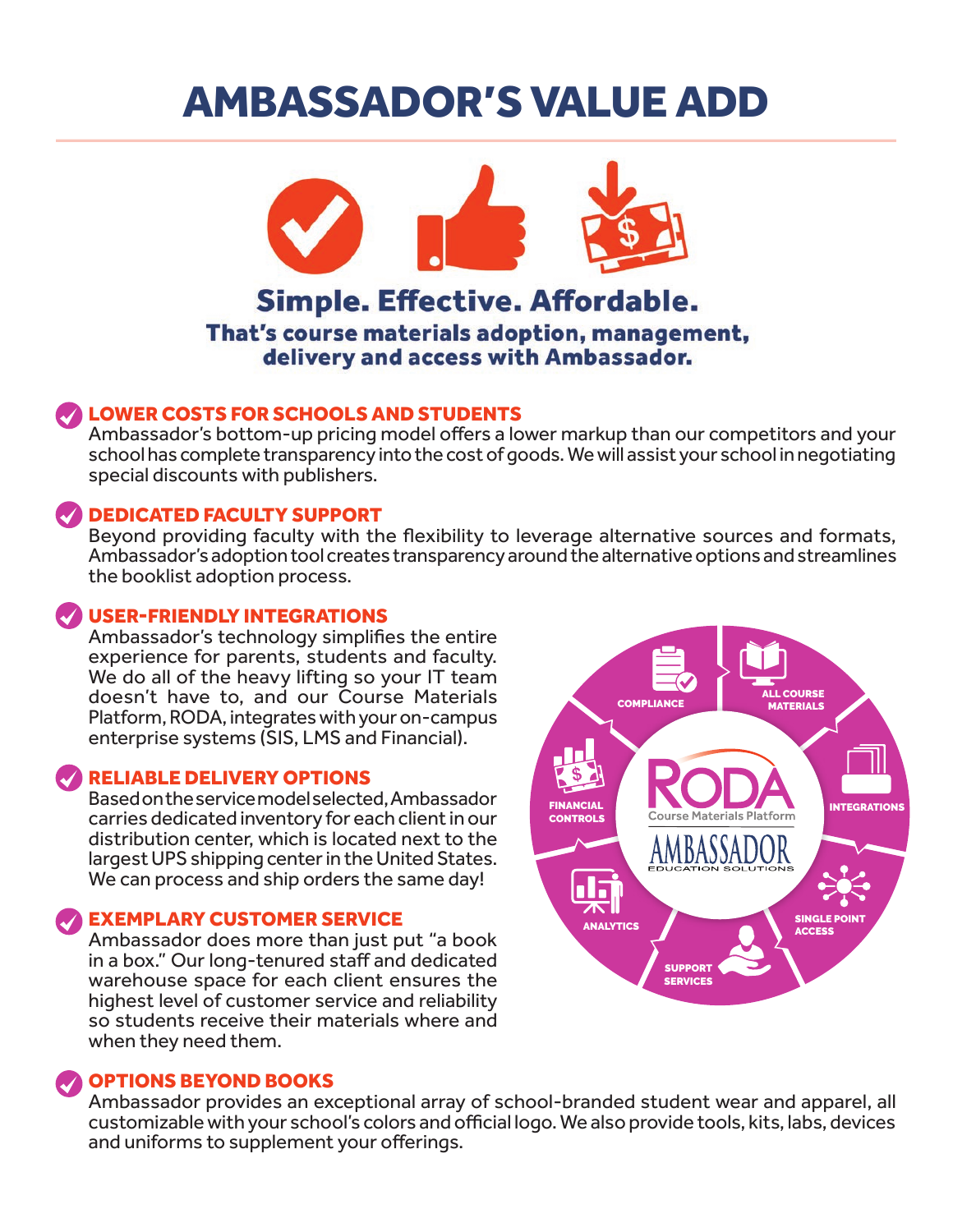# AMBASSADOR'S VALUE ADD

## Simple. Effective. Affordable.

**That's course materials adoption, management, delivery and access with Ambassador.**

### LOWER COSTS FOR SCHOOLS AND STUDENTS

Ambassador's bottom-up pricing model offers a lower markup than our competitors and your school has complete transparency into the cost of goods. We will assist your school in negotiating special discounts with publishers.

### DEDICATED FACULTY SUPPORT

Beyond providing faculty with the flexibility to leverage alternative sources and formats, Ambassador's adoption tool creates transparency around the alternative options and streamlines the booklist adoption process.

### USER-FRIENDLY INTEGRATIONS

Ambassador's technology simplifies the entire experience for parents, students and faculty. We do all of the heavy lifting so your IT team doesn't have to, and our Course Materials Platform, RODA, integrates with your on-campus enterprise systems (SIS, LMS and Financial).

### RELIABLE DELIVERY OPTIONS

Based on the service model selected, Ambassador carries dedicated inventory for each client in our distribution center, which is located next to the largest UPS shipping center in the United States. We can process and ship orders the same day!

### EXEMPLARY CUSTOMER SERVICE

Ambassador does more than just put "a book in a box." Our long-tenured staff and dedicated warehouse space for each client ensures the highest level of customer service and reliability so students receive their materials where and when they need them.

RODA Course Materials Platform — AMBASSADOR EDUCATION SOLUTIONS

- COMPLIANCE
- ALL COURSE MATERIALS
- INTEGRATIONS
- SINGLE POINT ACCESS
- SUPPORT SERVICES
- ANALYTICS
- FINANCIAL CONTROLS

### OPTIONS BEYOND BOOKS

Ambassador provides an exceptional array of school-branded student wear and apparel, all customizable with your school's colors and official logo. We also provide tools, kits, labs, devices and uniforms to supplement your offerings.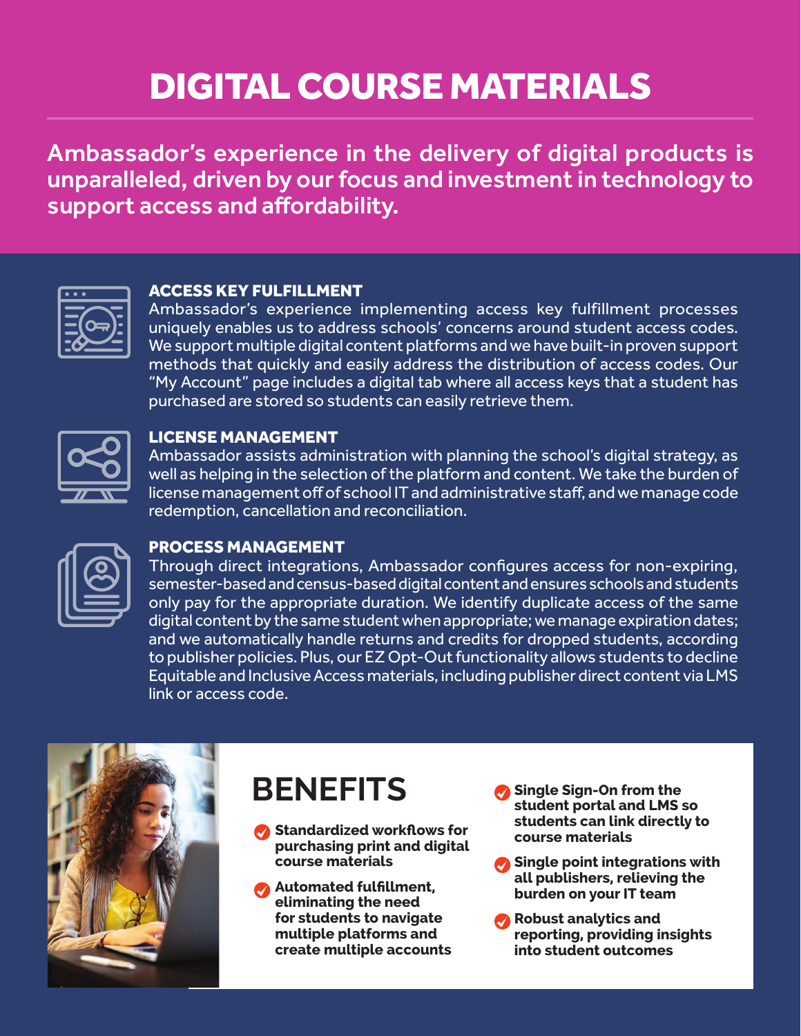# DIGITAL COURSE MATERIALS

**Ambassador's experience in the delivery of digital products is unparalleled, driven by our focus and investment in technology to support access and affordability.**

### ACCESS KEY FULFILLMENT

Ambassador's experience implementing access key fulfillment processes uniquely enables us to address schools' concerns around student access codes. We support multiple digital content platforms and we have built-in proven support methods that quickly and easily address the distribution of access codes. Our "My Account" page includes a digital tab where all access keys that a student has purchased are stored so students can easily retrieve them.

### LICENSE MANAGEMENT

Ambassador assists administration with planning the school's digital strategy, as well as helping in the selection of the platform and content. We take the burden of license management off of school IT and administrative staff, and we manage code redemption, cancellation and reconciliation.

### PROCESS MANAGEMENT

Through direct integrations, Ambassador configures access for non-expiring, semester-based and census-based digital content and ensures schools and students only pay for the appropriate duration. We identify duplicate access of the same digital content by the same student when appropriate; we manage expiration dates; and we automatically handle returns and credits for dropped students, according to publisher policies. Plus, our EZ Opt-Out functionality allows students to decline Equitable and Inclusive Access materials, including publisher direct content via LMS link or access code.

## BENEFITS

- **Standardized workflows for purchasing print and digital course materials**
- **Automated fulfillment, eliminating the need for students to navigate multiple platforms and create multiple accounts**
- **Single Sign-On from the student portal and LMS so students can link directly to course materials**
- **Single point integrations with all publishers, relieving the burden on your IT team**
- **Robust analytics and reporting, providing insights into student outcomes**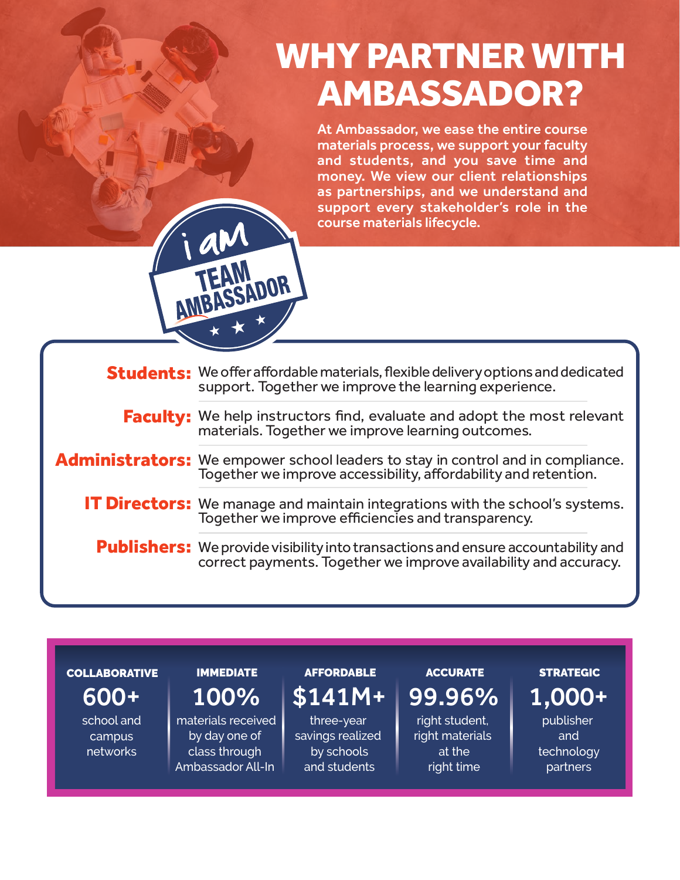# WHY PARTNER WITH AMBASSADOR?

At Ambassador, we ease the entire course materials process, we support your faculty and students, and you save time and money. We view our client relationships as partnerships, and we understand and support every stakeholder's role in the course materials lifecycle.

i am TEAM AMBASSADOR

**Students:** We offer affordable materials, flexible delivery options and dedicated support. Together we improve the learning experience.

**Faculty:** We help instructors find, evaluate and adopt the most relevant materials. Together we improve learning outcomes.

**Administrators:** We empower school leaders to stay in control and in compliance. Together we improve accessibility, affordability and retention.

**IT Directors:** We manage and maintain integrations with the school's systems. Together we improve efficiencies and transparency.

**Publishers:** We provide visibility into transactions and ensure accountability and correct payments. Together we improve availability and accuracy.

| COLLABORATIVE | IMMEDIATE | AFFORDABLE | ACCURATE | STRATEGIC |
| --- | --- | --- | --- | --- |
| **600+** | **100%** | **$141M+** | **99.96%** | **1,000+** |
| school and campus networks | materials received by day one of class through Ambassador All-In | three-year savings realized by schools and students | right student, right materials at the right time | publisher and technology partners |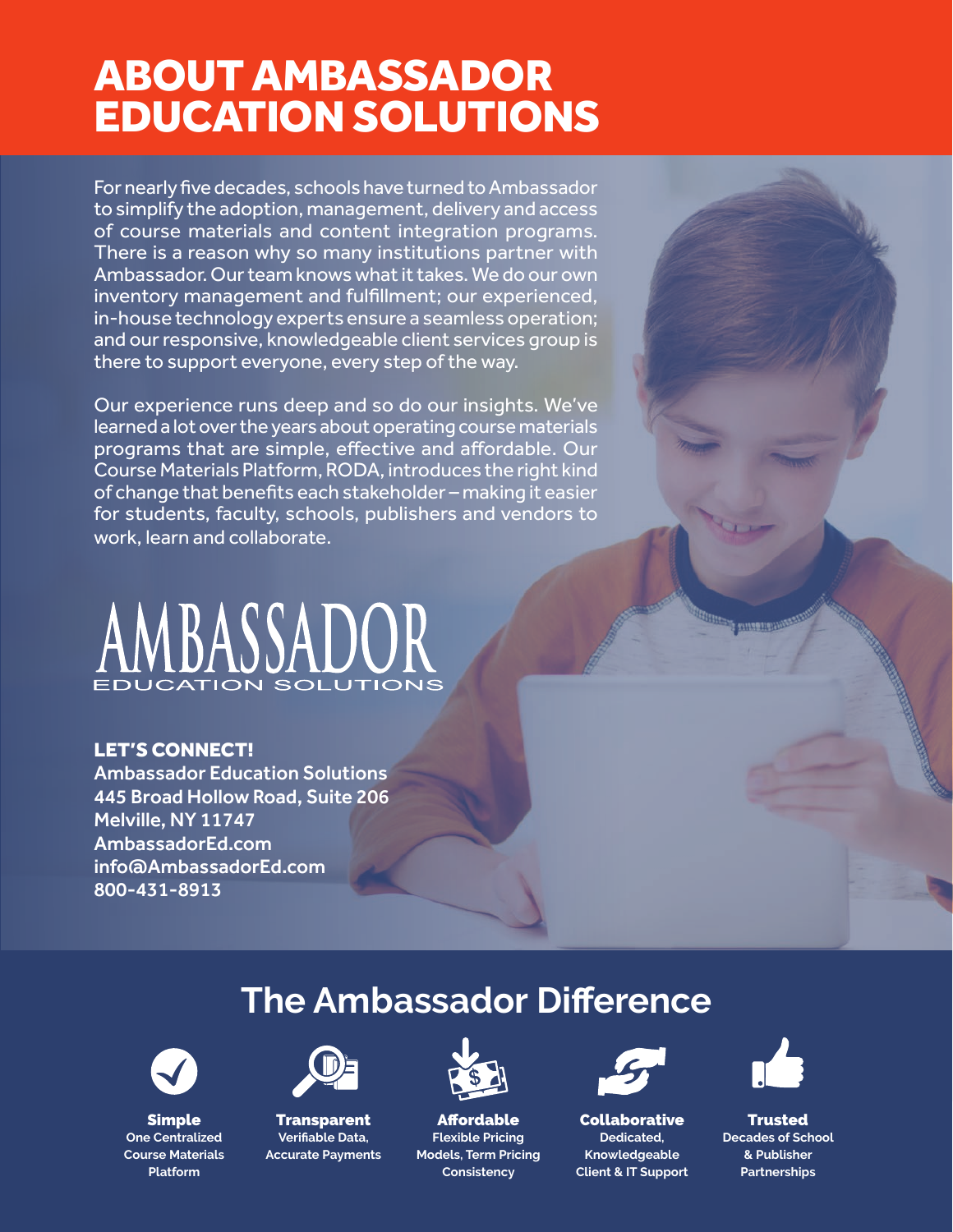# ABOUT AMBASSADOR EDUCATION SOLUTIONS

For nearly five decades, schools have turned to Ambassador to simplify the adoption, management, delivery and access of course materials and content integration programs. There is a reason why so many institutions partner with Ambassador. Our team knows what it takes. We do our own inventory management and fulfillment; our experienced, in-house technology experts ensure a seamless operation; and our responsive, knowledgeable client services group is there to support everyone, every step of the way.

Our experience runs deep and so do our insights. We've learned a lot over the years about operating course materials programs that are simple, effective and affordable. Our Course Materials Platform, RODA, introduces the right kind of change that benefits each stakeholder – making it easier for students, faculty, schools, publishers and vendors to work, learn and collaborate.

AMBASSADOR
EDUCATION SOLUTIONS

**LET'S CONNECT!**
**Ambassador Education Solutions**
**445 Broad Hollow Road, Suite 206**
**Melville, NY 11747**
**AmbassadorEd.com**
**info@AmbassadorEd.com**
**800-431-8913**

## The Ambassador Difference

**Simple**
One Centralized Course Materials Platform

**Transparent**
Verifiable Data, Accurate Payments

**Affordable**
Flexible Pricing Models, Term Pricing Consistency

**Collaborative**
Dedicated, Knowledgeable Client & IT Support

**Trusted**
Decades of School & Publisher Partnerships